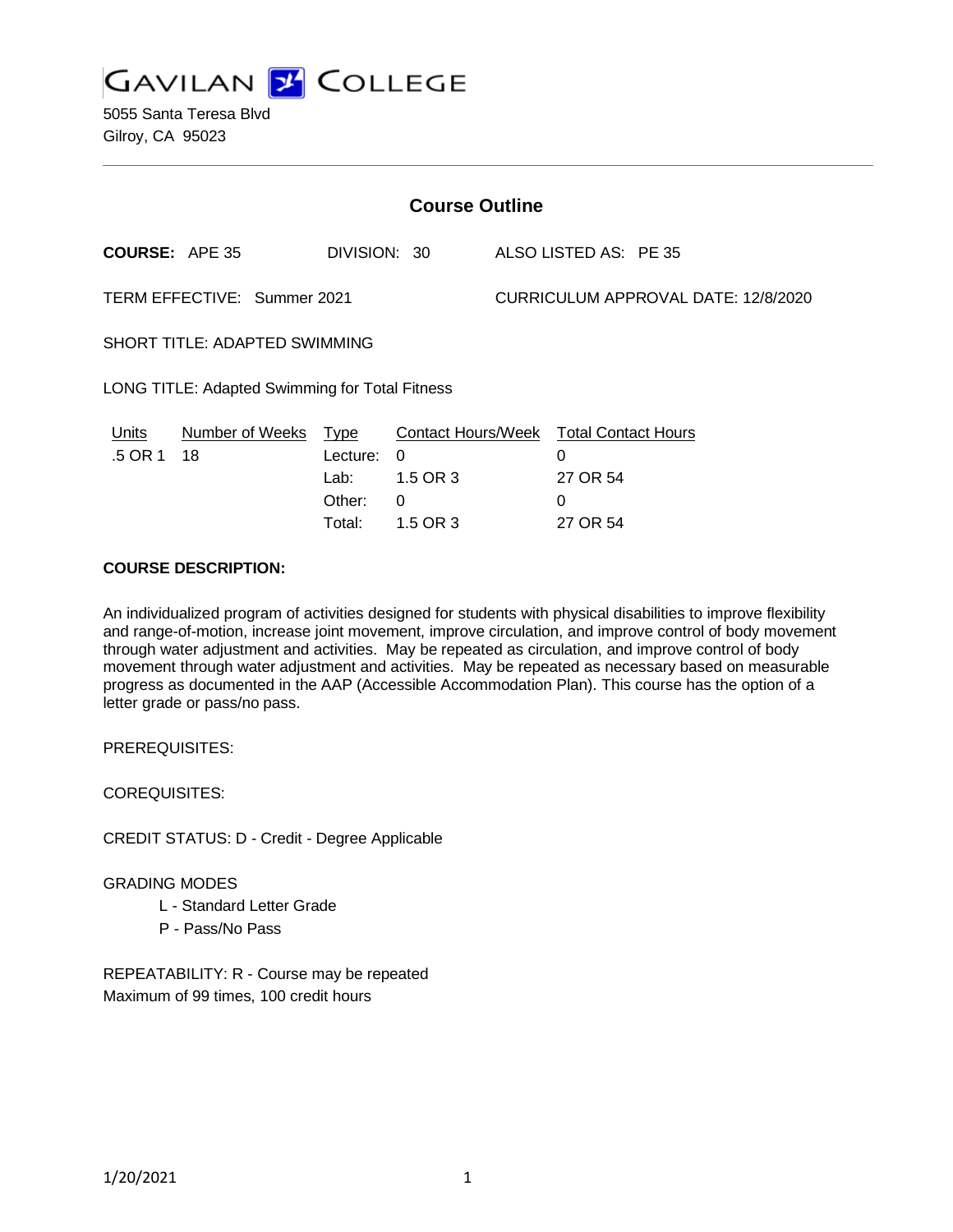GAVILAN COLLEGE

5055 Santa Teresa Blvd
Gilroy, CA 95023

## Course Outline

**COURSE:** APE 35 DIVISION: 30 ALSO LISTED AS: PE 35

TERM EFFECTIVE: Summer 2021 CURRICULUM APPROVAL DATE: 12/8/2020

SHORT TITLE: ADAPTED SWIMMING

LONG TITLE: Adapted Swimming for Total Fitness

| Units | Number of Weeks | Type | Contact Hours/Week | Total Contact Hours |
|---|---|---|---|---|
| .5 OR 1 | 18 | Lecture: | 0 | 0 |
| | | Lab: | 1.5 OR 3 | 27 OR 54 |
| | | Other: | 0 | 0 |
| | | Total: | 1.5 OR 3 | 27 OR 54 |

**COURSE DESCRIPTION:**

An individualized program of activities designed for students with physical disabilities to improve flexibility and range-of-motion, increase joint movement, improve circulation, and improve control of body movement through water adjustment and activities. May be repeated as circulation, and improve control of body movement through water adjustment and activities. May be repeated as necessary based on measurable progress as documented in the AAP (Accessible Accommodation Plan). This course has the option of a letter grade or pass/no pass.

PREREQUISITES:

COREQUISITES:

CREDIT STATUS: D - Credit - Degree Applicable

GRADING MODES

- L - Standard Letter Grade
- P - Pass/No Pass

REPEATABILITY: R - Course may be repeated
Maximum of 99 times, 100 credit hours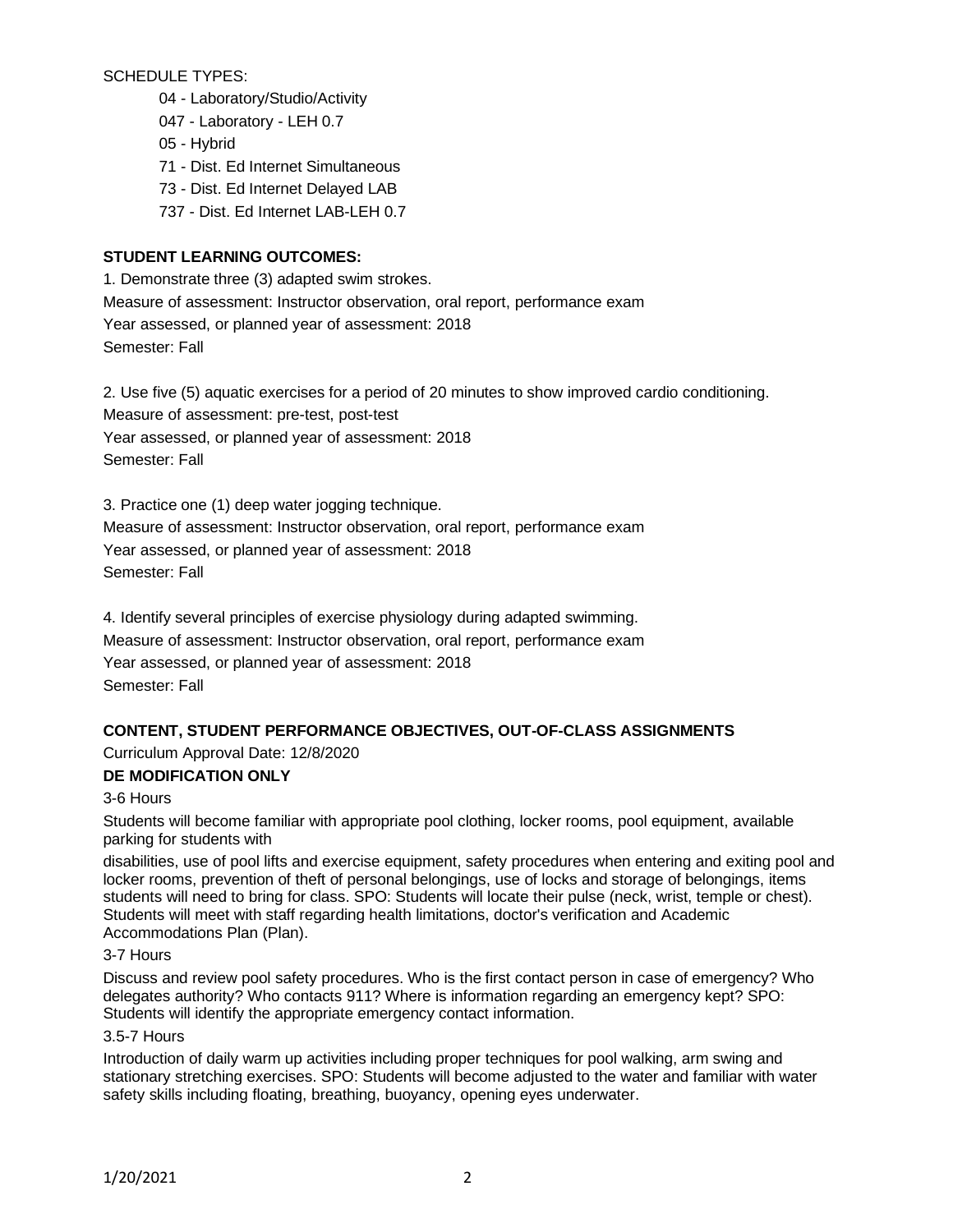SCHEDULE TYPES:

04 - Laboratory/Studio/Activity
047 - Laboratory - LEH 0.7
05 - Hybrid
71 - Dist. Ed Internet Simultaneous
73 - Dist. Ed Internet Delayed LAB
737 - Dist. Ed Internet LAB-LEH 0.7

**STUDENT LEARNING OUTCOMES:**

1. Demonstrate three (3) adapted swim strokes.
Measure of assessment: Instructor observation, oral report, performance exam
Year assessed, or planned year of assessment: 2018
Semester: Fall

2. Use five (5) aquatic exercises for a period of 20 minutes to show improved cardio conditioning.
Measure of assessment: pre-test, post-test
Year assessed, or planned year of assessment: 2018
Semester: Fall

3. Practice one (1) deep water jogging technique.
Measure of assessment: Instructor observation, oral report, performance exam
Year assessed, or planned year of assessment: 2018
Semester: Fall

4. Identify several principles of exercise physiology during adapted swimming.
Measure of assessment: Instructor observation, oral report, performance exam
Year assessed, or planned year of assessment: 2018
Semester: Fall

**CONTENT, STUDENT PERFORMANCE OBJECTIVES, OUT-OF-CLASS ASSIGNMENTS**

Curriculum Approval Date: 12/8/2020

**DE MODIFICATION ONLY**

3-6 Hours

Students will become familiar with appropriate pool clothing, locker rooms, pool equipment, available parking for students with disabilities, use of pool lifts and exercise equipment, safety procedures when entering and exiting pool and locker rooms, prevention of theft of personal belongings, use of locks and storage of belongings, items students will need to bring for class. SPO: Students will locate their pulse (neck, wrist, temple or chest). Students will meet with staff regarding health limitations, doctor's verification and Academic Accommodations Plan (Plan).

3-7 Hours

Discuss and review pool safety procedures. Who is the first contact person in case of emergency? Who delegates authority? Who contacts 911? Where is information regarding an emergency kept? SPO: Students will identify the appropriate emergency contact information.

3.5-7 Hours

Introduction of daily warm up activities including proper techniques for pool walking, arm swing and stationary stretching exercises. SPO: Students will become adjusted to the water and familiar with water safety skills including floating, breathing, buoyancy, opening eyes underwater.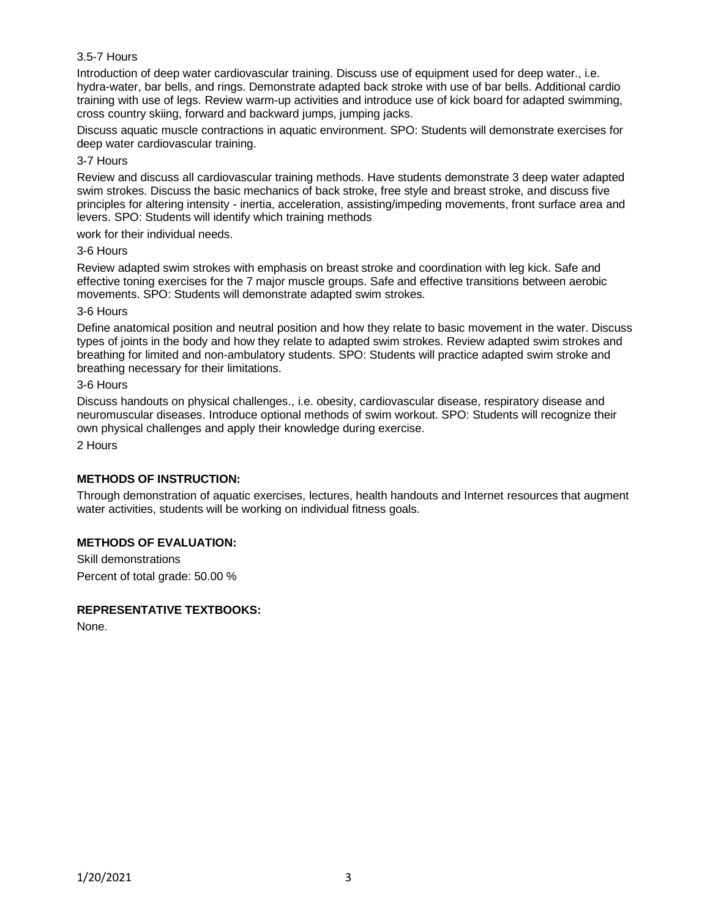3.5-7 Hours

Introduction of deep water cardiovascular training. Discuss use of equipment used for deep water., i.e. hydra-water, bar bells, and rings. Demonstrate adapted back stroke with use of bar bells. Additional cardio training with use of legs. Review warm-up activities and introduce use of kick board for adapted swimming, cross country skiing, forward and backward jumps, jumping jacks.

Discuss aquatic muscle contractions in aquatic environment. SPO: Students will demonstrate exercises for deep water cardiovascular training.

3-7 Hours

Review and discuss all cardiovascular training methods. Have students demonstrate 3 deep water adapted swim strokes. Discuss the basic mechanics of back stroke, free style and breast stroke, and discuss five principles for altering intensity - inertia, acceleration, assisting/impeding movements, front surface area and levers. SPO: Students will identify which training methods

work for their individual needs.

3-6 Hours

Review adapted swim strokes with emphasis on breast stroke and coordination with leg kick. Safe and effective toning exercises for the 7 major muscle groups. Safe and effective transitions between aerobic movements. SPO: Students will demonstrate adapted swim strokes.

3-6 Hours

Define anatomical position and neutral position and how they relate to basic movement in the water. Discuss types of joints in the body and how they relate to adapted swim strokes. Review adapted swim strokes and breathing for limited and non-ambulatory students. SPO: Students will practice adapted swim stroke and breathing necessary for their limitations.

3-6 Hours

Discuss handouts on physical challenges., i.e. obesity, cardiovascular disease, respiratory disease and neuromuscular diseases. Introduce optional methods of swim workout. SPO: Students will recognize their own physical challenges and apply their knowledge during exercise.

2 Hours

**METHODS OF INSTRUCTION:**

Through demonstration of aquatic exercises, lectures, health handouts and Internet resources that augment water activities, students will be working on individual fitness goals.

**METHODS OF EVALUATION:**

Skill demonstrations

Percent of total grade: 50.00 %

**REPRESENTATIVE TEXTBOOKS:**

None.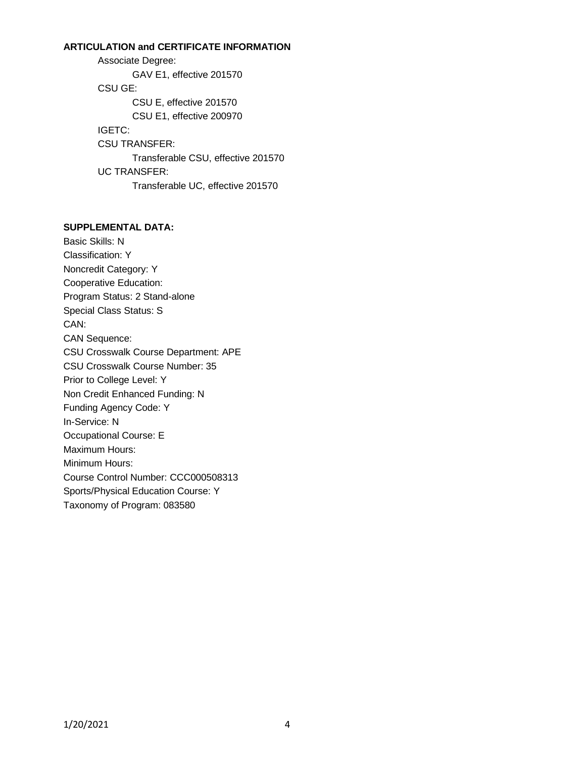**ARTICULATION and CERTIFICATE INFORMATION**

Associate Degree:

GAV E1, effective 201570

CSU GE:

CSU E, effective 201570

CSU E1, effective 200970

IGETC:

CSU TRANSFER:

Transferable CSU, effective 201570

UC TRANSFER:

Transferable UC, effective 201570

**SUPPLEMENTAL DATA:**

Basic Skills: N
Classification: Y
Noncredit Category: Y
Cooperative Education:
Program Status: 2 Stand-alone
Special Class Status: S
CAN:
CAN Sequence:
CSU Crosswalk Course Department: APE
CSU Crosswalk Course Number: 35
Prior to College Level: Y
Non Credit Enhanced Funding: N
Funding Agency Code: Y
In-Service: N
Occupational Course: E
Maximum Hours:
Minimum Hours:
Course Control Number: CCC000508313
Sports/Physical Education Course: Y
Taxonomy of Program: 083580